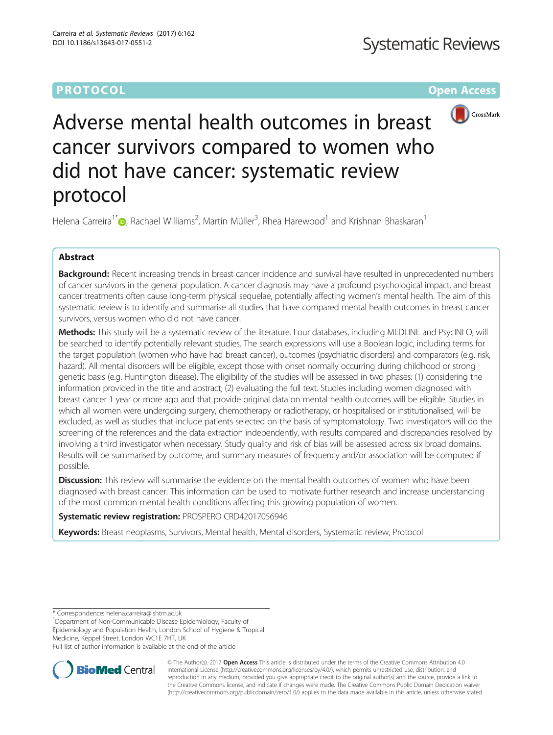PROTOCOL

Open Access

# Adverse mental health outcomes in breast cancer survivors compared to women who did not have cancer: systematic review protocol

Helena Carreira[1*], Rachael Williams[2], Martin Müller[3], Rhea Harewood[1] and Krishnan Bhaskaran[1]

## Abstract

**Background:** Recent increasing trends in breast cancer incidence and survival have resulted in unprecedented numbers of cancer survivors in the general population. A cancer diagnosis may have a profound psychological impact, and breast cancer treatments often cause long-term physical sequelae, potentially affecting women's mental health. The aim of this systematic review is to identify and summarise all studies that have compared mental health outcomes in breast cancer survivors, versus women who did not have cancer.

**Methods:** This study will be a systematic review of the literature. Four databases, including MEDLINE and PsycINFO, will be searched to identify potentially relevant studies. The search expressions will use a Boolean logic, including terms for the target population (women who have had breast cancer), outcomes (psychiatric disorders) and comparators (e.g. risk, hazard). All mental disorders will be eligible, except those with onset normally occurring during childhood or strong genetic basis (e.g. Huntington disease). The eligibility of the studies will be assessed in two phases: (1) considering the information provided in the title and abstract; (2) evaluating the full text. Studies including women diagnosed with breast cancer 1 year or more ago and that provide original data on mental health outcomes will be eligible. Studies in which all women were undergoing surgery, chemotherapy or radiotherapy, or hospitalised or institutionalised, will be excluded, as well as studies that include patients selected on the basis of symptomatology. Two investigators will do the screening of the references and the data extraction independently, with results compared and discrepancies resolved by involving a third investigator when necessary. Study quality and risk of bias will be assessed across six broad domains. Results will be summarised by outcome, and summary measures of frequency and/or association will be computed if possible.

**Discussion:** This review will summarise the evidence on the mental health outcomes of women who have been diagnosed with breast cancer. This information can be used to motivate further research and increase understanding of the most common mental health conditions affecting this growing population of women.

**Systematic review registration:** PROSPERO CRD42017056946

**Keywords:** Breast neoplasms, Survivors, Mental health, Mental disorders, Systematic review, Protocol

* Correspondence: helena.carreira@lshtm.ac.uk
[1]Department of Non-Communicable Disease Epidemiology, Faculty of Epidemiology and Population Health, London School of Hygiene & Tropical Medicine, Keppel Street, London WC1E 7HT, UK
Full list of author information is available at the end of the article

© The Author(s). 2017 **Open Access** This article is distributed under the terms of the Creative Commons Attribution 4.0 International License (http://creativecommons.org/licenses/by/4.0/), which permits unrestricted use, distribution, and reproduction in any medium, provided you give appropriate credit to the original author(s) and the source, provide a link to the Creative Commons license, and indicate if changes were made. The Creative Commons Public Domain Dedication waiver (http://creativecommons.org/publicdomain/zero/1.0/) applies to the data made available in this article, unless otherwise stated.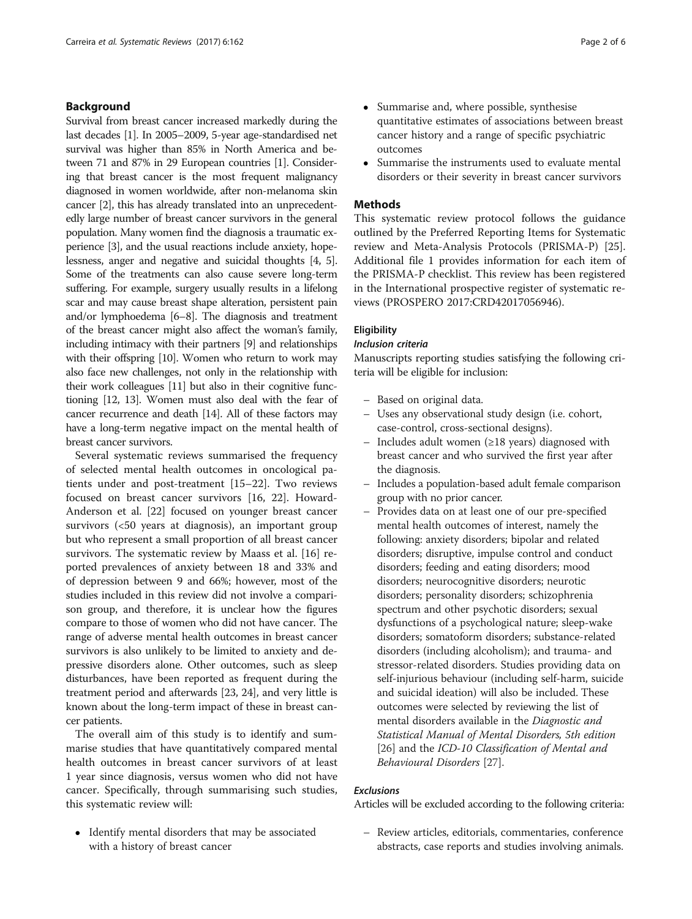## Background

Survival from breast cancer increased markedly during the last decades [1]. In 2005–2009, 5-year age-standardised net survival was higher than 85% in North America and between 71 and 87% in 29 European countries [1]. Considering that breast cancer is the most frequent malignancy diagnosed in women worldwide, after non-melanoma skin cancer [2], this has already translated into an unprecedentedly large number of breast cancer survivors in the general population. Many women find the diagnosis a traumatic experience [3], and the usual reactions include anxiety, hopelessness, anger and negative and suicidal thoughts [4, 5]. Some of the treatments can also cause severe long-term suffering. For example, surgery usually results in a lifelong scar and may cause breast shape alteration, persistent pain and/or lymphoedema [6–8]. The diagnosis and treatment of the breast cancer might also affect the woman's family, including intimacy with their partners [9] and relationships with their offspring [10]. Women who return to work may also face new challenges, not only in the relationship with their work colleagues [11] but also in their cognitive functioning [12, 13]. Women must also deal with the fear of cancer recurrence and death [14]. All of these factors may have a long-term negative impact on the mental health of breast cancer survivors.

Several systematic reviews summarised the frequency of selected mental health outcomes in oncological patients under and post-treatment [15–22]. Two reviews focused on breast cancer survivors [16, 22]. Howard-Anderson et al. [22] focused on younger breast cancer survivors (<50 years at diagnosis), an important group but who represent a small proportion of all breast cancer survivors. The systematic review by Maass et al. [16] reported prevalences of anxiety between 18 and 33% and of depression between 9 and 66%; however, most of the studies included in this review did not involve a comparison group, and therefore, it is unclear how the figures compare to those of women who did not have cancer. The range of adverse mental health outcomes in breast cancer survivors is also unlikely to be limited to anxiety and depressive disorders alone. Other outcomes, such as sleep disturbances, have been reported as frequent during the treatment period and afterwards [23, 24], and very little is known about the long-term impact of these in breast cancer patients.

The overall aim of this study is to identify and summarise studies that have quantitatively compared mental health outcomes in breast cancer survivors of at least 1 year since diagnosis, versus women who did not have cancer. Specifically, through summarising such studies, this systematic review will:

- Identify mental disorders that may be associated with a history of breast cancer
- Summarise and, where possible, synthesise quantitative estimates of associations between breast cancer history and a range of specific psychiatric outcomes
- Summarise the instruments used to evaluate mental disorders or their severity in breast cancer survivors

## Methods

This systematic review protocol follows the guidance outlined by the Preferred Reporting Items for Systematic review and Meta-Analysis Protocols (PRISMA-P) [25]. Additional file 1 provides information for each item of the PRISMA-P checklist. This review has been registered in the International prospective register of systematic reviews (PROSPERO 2017:CRD42017056946).

### Eligibility

#### *Inclusion criteria*

Manuscripts reporting studies satisfying the following criteria will be eligible for inclusion:

- Based on original data.
- Uses any observational study design (i.e. cohort, case-control, cross-sectional designs).
- Includes adult women (≥18 years) diagnosed with breast cancer and who survived the first year after the diagnosis.
- Includes a population-based adult female comparison group with no prior cancer.
- Provides data on at least one of our pre-specified mental health outcomes of interest, namely the following: anxiety disorders; bipolar and related disorders; disruptive, impulse control and conduct disorders; feeding and eating disorders; mood disorders; neurocognitive disorders; neurotic disorders; personality disorders; schizophrenia spectrum and other psychotic disorders; sexual dysfunctions of a psychological nature; sleep-wake disorders; somatoform disorders; substance-related disorders (including alcoholism); and trauma- and stressor-related disorders. Studies providing data on self-injurious behaviour (including self-harm, suicide and suicidal ideation) will also be included. These outcomes were selected by reviewing the list of mental disorders available in the *Diagnostic and Statistical Manual of Mental Disorders, 5th edition* [26] and the *ICD-10 Classification of Mental and Behavioural Disorders* [27].

#### *Exclusions*

Articles will be excluded according to the following criteria:

- Review articles, editorials, commentaries, conference abstracts, case reports and studies involving animals.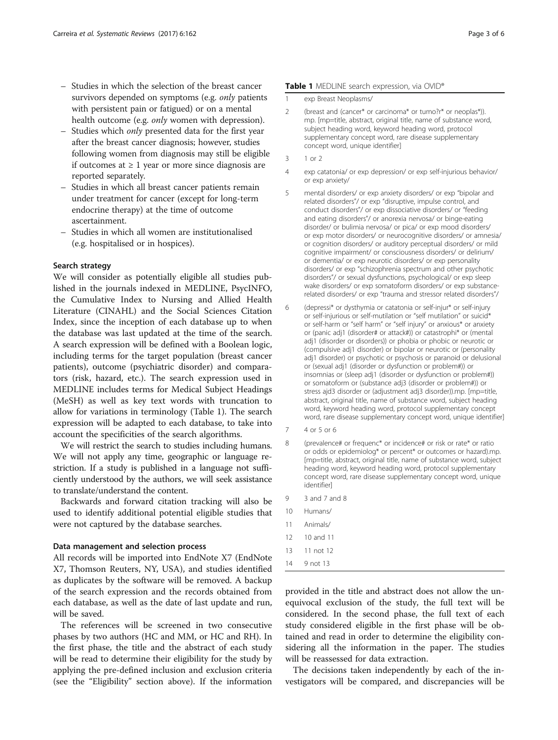- Studies in which the selection of the breast cancer survivors depended on symptoms (e.g. *only* patients with persistent pain or fatigued) or on a mental health outcome (e.g. *only* women with depression).
- Studies which *only* presented data for the first year after the breast cancer diagnosis; however, studies following women from diagnosis may still be eligible if outcomes at ≥ 1 year or more since diagnosis are reported separately.
- Studies in which all breast cancer patients remain under treatment for cancer (except for long-term endocrine therapy) at the time of outcome ascertainment.
- Studies in which all women are institutionalised (e.g. hospitalised or in hospices).

### Search strategy

We will consider as potentially eligible all studies published in the journals indexed in MEDLINE, PsycINFO, the Cumulative Index to Nursing and Allied Health Literature (CINAHL) and the Social Sciences Citation Index, since the inception of each database up to when the database was last updated at the time of the search. A search expression will be defined with a Boolean logic, including terms for the target population (breast cancer patients), outcome (psychiatric disorder) and comparators (risk, hazard, etc.). The search expression used in MEDLINE includes terms for Medical Subject Headings (MeSH) as well as key text words with truncation to allow for variations in terminology (Table 1). The search expression will be adapted to each database, to take into account the specificities of the search algorithms.

We will restrict the search to studies including humans. We will not apply any time, geographic or language restriction. If a study is published in a language not sufficiently understood by the authors, we will seek assistance to translate/understand the content.

Backwards and forward citation tracking will also be used to identify additional potential eligible studies that were not captured by the database searches.

### Data management and selection process

All records will be imported into EndNote X7 (EndNote X7, Thomson Reuters, NY, USA), and studies identified as duplicates by the software will be removed. A backup of the search expression and the records obtained from each database, as well as the date of last update and run, will be saved.

The references will be screened in two consecutive phases by two authors (HC and MM, or HC and RH). In the first phase, the title and the abstract of each study will be read to determine their eligibility for the study by applying the pre-defined inclusion and exclusion criteria (see the "Eligibility" section above). If the information provided in the title and abstract does not allow the unequivocal exclusion of the study, the full text will be considered. In the second phase, the full text of each study considered eligible in the first phase will be obtained and read in order to determine the eligibility considering all the information in the paper. The studies will be reassessed for data extraction.

The decisions taken independently by each of the investigators will be compared, and discrepancies will be

**Table 1** MEDLINE search expression, via OVID®

| | |
|---|---|
| 1 | exp Breast Neoplasms/ |
| 2 | (breast and (cancer* or carcinoma* or tumo?r* or neoplas*)).mp. [mp=title, abstract, original title, name of substance word, subject heading word, keyword heading word, protocol supplementary concept word, rare disease supplementary concept word, unique identifier] |
| 3 | 1 or 2 |
| 4 | exp catatonia/ or exp depression/ or exp self-injurious behavior/ or exp anxiety/ |
| 5 | mental disorders/ or exp anxiety disorders/ or exp "bipolar and related disorders"/ or exp "disruptive, impulse control, and conduct disorders"/ or exp dissociative disorders/ or "feeding and eating disorders"/ or anorexia nervosa/ or binge-eating disorder/ or bulimia nervosa/ or pica/ or exp mood disorders/ or exp motor disorders/ or neurocognitive disorders/ or amnesia/ or cognition disorders/ or auditory perceptual disorders/ or mild cognitive impairment/ or consciousness disorders/ or delirium/ or dementia/ or exp neurotic disorders/ or exp personality disorders/ or exp "schizophrenia spectrum and other psychotic disorders"/ or sexual dysfunctions, psychological/ or exp sleep wake disorders/ or exp somatoform disorders/ or exp substance-related disorders/ or exp "trauma and stressor related disorders"/ |
| 6 | (depressi* or dysthymia or catatonia or self-injur* or self-injury or self-injurious or self-mutilation or "self mutilation" or suicid* or self-harm or "self harm" or "self injury" or anxious* or anxiety or (panic adj1 (disorder# or attack#)) or catastrophi* or (mental adj1 (disorder or disorders)) or phobia or phobic or neurotic or (compulsive adj1 disorder) or bipolar or neurotic or (personality adj1 disorder) or psychotic or psychosis or paranoid or delusional or (sexual adj1 (disorder or dysfunction or problem#)) or insomnias or (sleep adj1 (disorder or dysfunction or problem#)) or somatoform or (substance adj3 (disorder or problem#)) or stress ajd3 disorder or (adjustment adj3 disorder)).mp. [mp=title, abstract, original title, name of substance word, subject heading word, keyword heading word, protocol supplementary concept word, rare disease supplementary concept word, unique identifier] |
| 7 | 4 or 5 or 6 |
| 8 | (prevalence# or frequenc* or incidence# or risk or rate* or ratio or odds or epidemiolog* or percent* or outcomes or hazard).mp. [mp=title, abstract, original title, name of substance word, subject heading word, keyword heading word, protocol supplementary concept word, rare disease supplementary concept word, unique identifier] |
| 9 | 3 and 7 and 8 |
| 10 | Humans/ |
| 11 | Animals/ |
| 12 | 10 and 11 |
| 13 | 11 not 12 |
| 14 | 9 not 13 |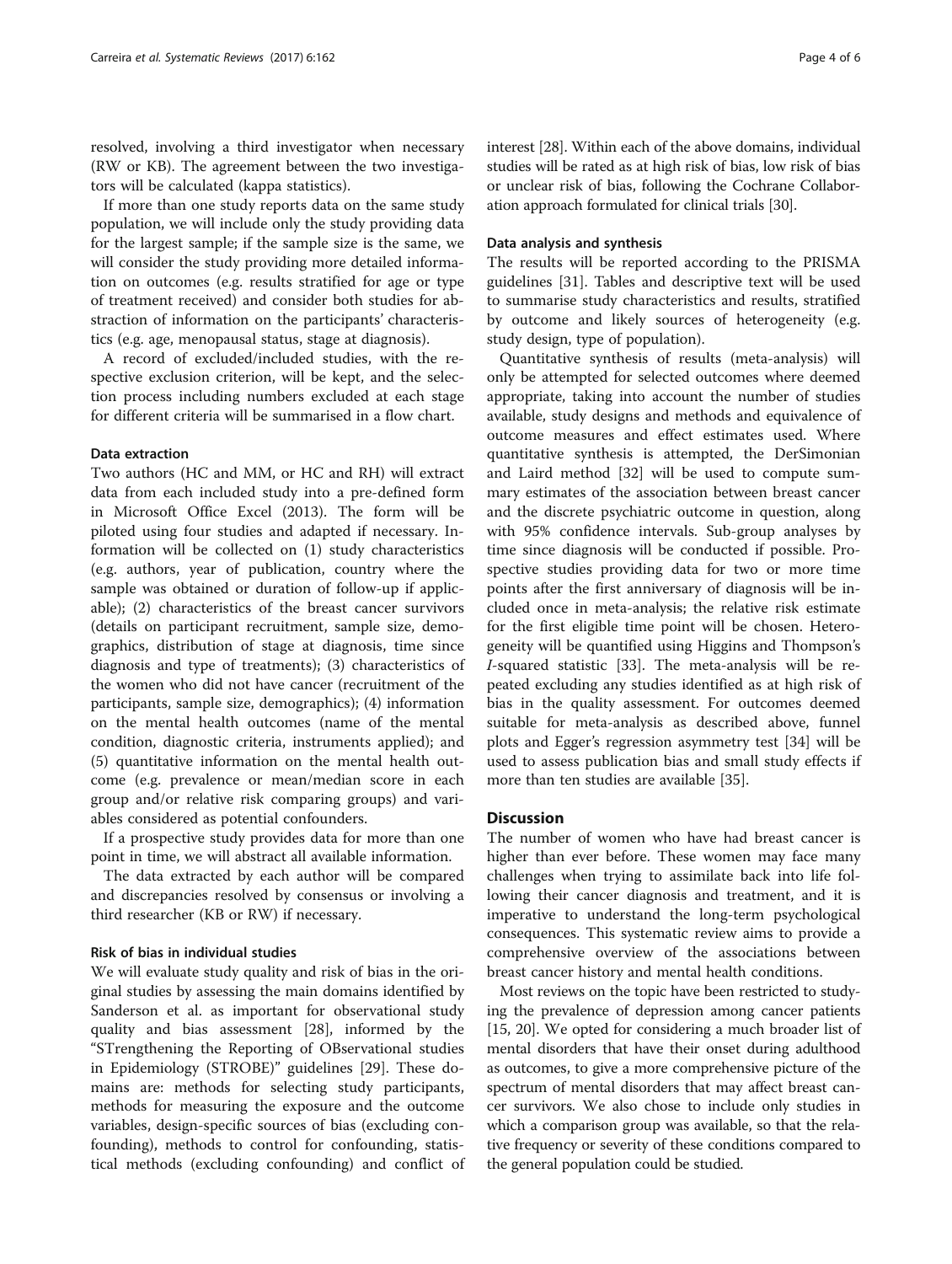resolved, involving a third investigator when necessary (RW or KB). The agreement between the two investigators will be calculated (kappa statistics).

If more than one study reports data on the same study population, we will include only the study providing data for the largest sample; if the sample size is the same, we will consider the study providing more detailed information on outcomes (e.g. results stratified for age or type of treatment received) and consider both studies for abstraction of information on the participants' characteristics (e.g. age, menopausal status, stage at diagnosis).

A record of excluded/included studies, with the respective exclusion criterion, will be kept, and the selection process including numbers excluded at each stage for different criteria will be summarised in a flow chart.

### Data extraction

Two authors (HC and MM, or HC and RH) will extract data from each included study into a pre-defined form in Microsoft Office Excel (2013). The form will be piloted using four studies and adapted if necessary. Information will be collected on (1) study characteristics (e.g. authors, year of publication, country where the sample was obtained or duration of follow-up if applicable); (2) characteristics of the breast cancer survivors (details on participant recruitment, sample size, demographics, distribution of stage at diagnosis, time since diagnosis and type of treatments); (3) characteristics of the women who did not have cancer (recruitment of the participants, sample size, demographics); (4) information on the mental health outcomes (name of the mental condition, diagnostic criteria, instruments applied); and (5) quantitative information on the mental health outcome (e.g. prevalence or mean/median score in each group and/or relative risk comparing groups) and variables considered as potential confounders.

If a prospective study provides data for more than one point in time, we will abstract all available information.

The data extracted by each author will be compared and discrepancies resolved by consensus or involving a third researcher (KB or RW) if necessary.

### Risk of bias in individual studies

We will evaluate study quality and risk of bias in the original studies by assessing the main domains identified by Sanderson et al. as important for observational study quality and bias assessment [28], informed by the "STrengthening the Reporting of OBservational studies in Epidemiology (STROBE)" guidelines [29]. These domains are: methods for selecting study participants, methods for measuring the exposure and the outcome variables, design-specific sources of bias (excluding confounding), methods to control for confounding, statistical methods (excluding confounding) and conflict of interest [28]. Within each of the above domains, individual studies will be rated as at high risk of bias, low risk of bias or unclear risk of bias, following the Cochrane Collaboration approach formulated for clinical trials [30].

### Data analysis and synthesis

The results will be reported according to the PRISMA guidelines [31]. Tables and descriptive text will be used to summarise study characteristics and results, stratified by outcome and likely sources of heterogeneity (e.g. study design, type of population).

Quantitative synthesis of results (meta-analysis) will only be attempted for selected outcomes where deemed appropriate, taking into account the number of studies available, study designs and methods and equivalence of outcome measures and effect estimates used. Where quantitative synthesis is attempted, the DerSimonian and Laird method [32] will be used to compute summary estimates of the association between breast cancer and the discrete psychiatric outcome in question, along with 95% confidence intervals. Sub-group analyses by time since diagnosis will be conducted if possible. Prospective studies providing data for two or more time points after the first anniversary of diagnosis will be included once in meta-analysis; the relative risk estimate for the first eligible time point will be chosen. Heterogeneity will be quantified using Higgins and Thompson's *I*-squared statistic [33]. The meta-analysis will be repeated excluding any studies identified as at high risk of bias in the quality assessment. For outcomes deemed suitable for meta-analysis as described above, funnel plots and Egger's regression asymmetry test [34] will be used to assess publication bias and small study effects if more than ten studies are available [35].

## Discussion

The number of women who have had breast cancer is higher than ever before. These women may face many challenges when trying to assimilate back into life following their cancer diagnosis and treatment, and it is imperative to understand the long-term psychological consequences. This systematic review aims to provide a comprehensive overview of the associations between breast cancer history and mental health conditions.

Most reviews on the topic have been restricted to studying the prevalence of depression among cancer patients [15, 20]. We opted for considering a much broader list of mental disorders that have their onset during adulthood as outcomes, to give a more comprehensive picture of the spectrum of mental disorders that may affect breast cancer survivors. We also chose to include only studies in which a comparison group was available, so that the relative frequency or severity of these conditions compared to the general population could be studied.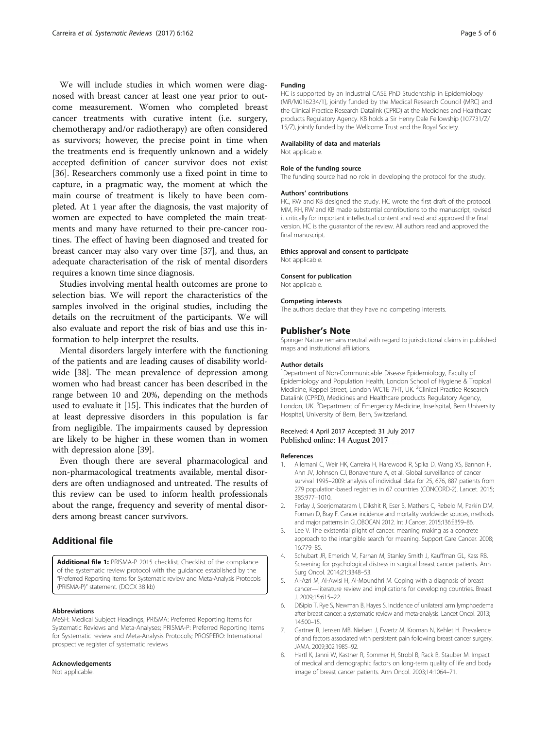We will include studies in which women were diagnosed with breast cancer at least one year prior to outcome measurement. Women who completed breast cancer treatments with curative intent (i.e. surgery, chemotherapy and/or radiotherapy) are often considered as survivors; however, the precise point in time when the treatments end is frequently unknown and a widely accepted definition of cancer survivor does not exist [36]. Researchers commonly use a fixed point in time to capture, in a pragmatic way, the moment at which the main course of treatment is likely to have been completed. At 1 year after the diagnosis, the vast majority of women are expected to have completed the main treatments and many have returned to their pre-cancer routines. The effect of having been diagnosed and treated for breast cancer may also vary over time [37], and thus, an adequate characterisation of the risk of mental disorders requires a known time since diagnosis.

Studies involving mental health outcomes are prone to selection bias. We will report the characteristics of the samples involved in the original studies, including the details on the recruitment of the participants. We will also evaluate and report the risk of bias and use this information to help interpret the results.

Mental disorders largely interfere with the functioning of the patients and are leading causes of disability worldwide [38]. The mean prevalence of depression among women who had breast cancer has been described in the range between 10 and 20%, depending on the methods used to evaluate it [15]. This indicates that the burden of at least depressive disorders in this population is far from negligible. The impairments caused by depression are likely to be higher in these women than in women with depression alone [39].

Even though there are several pharmacological and non-pharmacological treatments available, mental disorders are often undiagnosed and untreated. The results of this review can be used to inform health professionals about the range, frequency and severity of mental disorders among breast cancer survivors.

## Additional file

**Additional file 1:** PRISMA-P 2015 checklist. Checklist of the compliance of the systematic review protocol with the guidance established by the "Preferred Reporting Items for Systematic review and Meta-Analysis Protocols (PRISMA-P)" statement. (DOCX 38 kb)

#### Abbreviations

MeSH: Medical Subject Headings; PRISMA: Preferred Reporting Items for Systematic Reviews and Meta-Analyses; PRISMA-P: Preferred Reporting Items for Systematic review and Meta-Analysis Protocols; PROSPERO: International prospective register of systematic reviews

#### Acknowledgements

Not applicable.

#### Funding

HC is supported by an Industrial CASE PhD Studentship in Epidemiology (MR/M016234/1), jointly funded by the Medical Research Council (MRC) and the Clinical Practice Research Datalink (CPRD) at the Medicines and Healthcare products Regulatory Agency. KB holds a Sir Henry Dale Fellowship (107731/Z/15/Z), jointly funded by the Wellcome Trust and the Royal Society.

#### Availability of data and materials

Not applicable.

#### Role of the funding source

The funding source had no role in developing the protocol for the study.

#### Authors' contributions

HC, RW and KB designed the study. HC wrote the first draft of the protocol. MM, RH, RW and KB made substantial contributions to the manuscript, revised it critically for important intellectual content and read and approved the final version. HC is the guarantor of the review. All authors read and approved the final manuscript.

#### Ethics approval and consent to participate

Not applicable.

#### Consent for publication

Not applicable.

#### Competing interests

The authors declare that they have no competing interests.

## Publisher's Note

Springer Nature remains neutral with regard to jurisdictional claims in published maps and institutional affiliations.

#### Author details

[1]Department of Non-Communicable Disease Epidemiology, Faculty of Epidemiology and Population Health, London School of Hygiene & Tropical Medicine, Keppel Street, London WC1E 7HT, UK. [2]Clinical Practice Research Datalink (CPRD), Medicines and Healthcare products Regulatory Agency, London, UK. [3]Department of Emergency Medicine, Inselspital, Bern University Hospital, University of Bern, Bern, Switzerland.

Received: 4 April 2017 Accepted: 31 July 2017
Published online: 14 August 2017

#### References

1. Allemani C, Weir HK, Carreira H, Harewood R, Spika D, Wang XS, Bannon F, Ahn JV, Johnson CJ, Bonaventure A, et al. Global surveillance of cancer survival 1995–2009: analysis of individual data for 25, 676, 887 patients from 279 population-based registries in 67 countries (CONCORD-2). Lancet. 2015; 385:977–1010.
2. Ferlay J, Soerjomataram I, Dikshit R, Eser S, Mathers C, Rebelo M, Parkin DM, Forman D, Bray F. Cancer incidence and mortality worldwide: sources, methods and major patterns in GLOBOCAN 2012. Int J Cancer. 2015;136:E359–86.
3. Lee V. The existential plight of cancer: meaning making as a concrete approach to the intangible search for meaning. Support Care Cancer. 2008; 16:779–85.
4. Schubart JR, Emerich M, Farnan M, Stanley Smith J, Kauffman GL, Kass RB. Screening for psychological distress in surgical breast cancer patients. Ann Surg Oncol. 2014;21:3348–53.
5. Al-Azri M, Al-Awisi H, Al-Moundhri M. Coping with a diagnosis of breast cancer—literature review and implications for developing countries. Breast J. 2009;15:615–22.
6. DiSipio T, Rye S, Newman B, Hayes S. Incidence of unilateral arm lymphoedema after breast cancer: a systematic review and meta-analysis. Lancet Oncol. 2013; 14:500–15.
7. Gartner R, Jensen MB, Nielsen J, Ewertz M, Kroman N, Kehlet H. Prevalence of and factors associated with persistent pain following breast cancer surgery. JAMA. 2009;302:1985–92.
8. Hartl K, Janni W, Kastner R, Sommer H, Strobl B, Rack B, Stauber M. Impact of medical and demographic factors on long-term quality of life and body image of breast cancer patients. Ann Oncol. 2003;14:1064–71.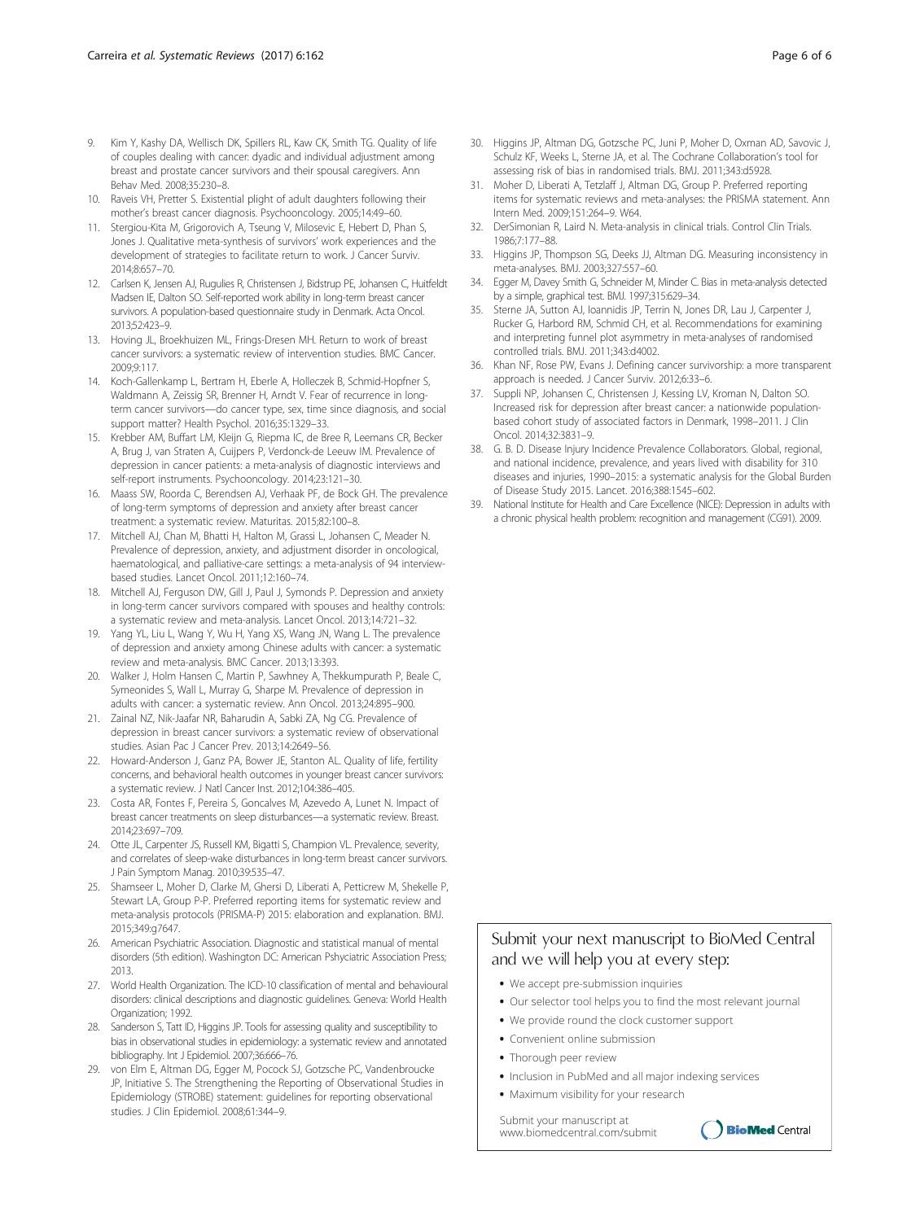9. Kim Y, Kashy DA, Wellisch DK, Spillers RL, Kaw CK, Smith TG. Quality of life of couples dealing with cancer: dyadic and individual adjustment among breast and prostate cancer survivors and their spousal caregivers. Ann Behav Med. 2008;35:230–8.
10. Raveis VH, Pretter S. Existential plight of adult daughters following their mother's breast cancer diagnosis. Psychooncology. 2005;14:49–60.
11. Stergiou-Kita M, Grigorovich A, Tseung V, Milosevic E, Hebert D, Phan S, Jones J. Qualitative meta-synthesis of survivors' work experiences and the development of strategies to facilitate return to work. J Cancer Surviv. 2014;8:657–70.
12. Carlsen K, Jensen AJ, Rugulies R, Christensen J, Bidstrup PE, Johansen C, Huitfeldt Madsen IE, Dalton SO. Self-reported work ability in long-term breast cancer survivors. A population-based questionnaire study in Denmark. Acta Oncol. 2013;52:423–9.
13. Hoving JL, Broekhuizen ML, Frings-Dresen MH. Return to work of breast cancer survivors: a systematic review of intervention studies. BMC Cancer. 2009;9:117.
14. Koch-Gallenkamp L, Bertram H, Eberle A, Holleczek B, Schmid-Hopfner S, Waldmann A, Zeissig SR, Brenner H, Arndt V. Fear of recurrence in long-term cancer survivors—do cancer type, sex, time since diagnosis, and social support matter? Health Psychol. 2016;35:1329–33.
15. Krebber AM, Buffart LM, Kleijn G, Riepma IC, de Bree R, Leemans CR, Becker A, Brug J, van Straten A, Cuijpers P, Verdonck-de Leeuw IM. Prevalence of depression in cancer patients: a meta-analysis of diagnostic interviews and self-report instruments. Psychooncology. 2014;23:121–30.
16. Maass SW, Roorda C, Berendsen AJ, Verhaak PF, de Bock GH. The prevalence of long-term symptoms of depression and anxiety after breast cancer treatment: a systematic review. Maturitas. 2015;82:100–8.
17. Mitchell AJ, Chan M, Bhatti H, Halton M, Grassi L, Johansen C, Meader N. Prevalence of depression, anxiety, and adjustment disorder in oncological, haematological, and palliative-care settings: a meta-analysis of 94 interview-based studies. Lancet Oncol. 2011;12:160–74.
18. Mitchell AJ, Ferguson DW, Gill J, Paul J, Symonds P. Depression and anxiety in long-term cancer survivors compared with spouses and healthy controls: a systematic review and meta-analysis. Lancet Oncol. 2013;14:721–32.
19. Yang YL, Liu L, Wang Y, Wu H, Yang XS, Wang JN, Wang L. The prevalence of depression and anxiety among Chinese adults with cancer: a systematic review and meta-analysis. BMC Cancer. 2013;13:393.
20. Walker J, Holm Hansen C, Martin P, Sawhney A, Thekkumpurath P, Beale C, Symeonides S, Wall L, Murray G, Sharpe M. Prevalence of depression in adults with cancer: a systematic review. Ann Oncol. 2013;24:895–900.
21. Zainal NZ, Nik-Jaafar NR, Baharudin A, Sabki ZA, Ng CG. Prevalence of depression in breast cancer survivors: a systematic review of observational studies. Asian Pac J Cancer Prev. 2013;14:2649–56.
22. Howard-Anderson J, Ganz PA, Bower JE, Stanton AL. Quality of life, fertility concerns, and behavioral health outcomes in younger breast cancer survivors: a systematic review. J Natl Cancer Inst. 2012;104:386–405.
23. Costa AR, Fontes F, Pereira S, Goncalves M, Azevedo A, Lunet N. Impact of breast cancer treatments on sleep disturbances—a systematic review. Breast. 2014;23:697–709.
24. Otte JL, Carpenter JS, Russell KM, Bigatti S, Champion VL. Prevalence, severity, and correlates of sleep-wake disturbances in long-term breast cancer survivors. J Pain Symptom Manag. 2010;39:535–47.
25. Shamseer L, Moher D, Clarke M, Ghersi D, Liberati A, Petticrew M, Shekelle P, Stewart LA, Group P-P. Preferred reporting items for systematic review and meta-analysis protocols (PRISMA-P) 2015: elaboration and explanation. BMJ. 2015;349:g7647.
26. American Psychiatric Association. Diagnostic and statistical manual of mental disorders (5th edition). Washington DC: American Pshychiatric Association Press; 2013.
27. World Health Organization. The ICD-10 classification of mental and behavioural disorders: clinical descriptions and diagnostic guidelines. Geneva: World Health Organization; 1992.
28. Sanderson S, Tatt ID, Higgins JP. Tools for assessing quality and susceptibility to bias in observational studies in epidemiology: a systematic review and annotated bibliography. Int J Epidemiol. 2007;36:666–76.
29. von Elm E, Altman DG, Egger M, Pocock SJ, Gotzsche PC, Vandenbroucke JP, Initiative S. The Strengthening the Reporting of Observational Studies in Epidemiology (STROBE) statement: guidelines for reporting observational studies. J Clin Epidemiol. 2008;61:344–9.
30. Higgins JP, Altman DG, Gotzsche PC, Juni P, Moher D, Oxman AD, Savovic J, Schulz KF, Weeks L, Sterne JA, et al. The Cochrane Collaboration's tool for assessing risk of bias in randomised trials. BMJ. 2011;343:d5928.
31. Moher D, Liberati A, Tetzlaff J, Altman DG, Group P. Preferred reporting items for systematic reviews and meta-analyses: the PRISMA statement. Ann Intern Med. 2009;151:264–9. W64.
32. DerSimonian R, Laird N. Meta-analysis in clinical trials. Control Clin Trials. 1986;7:177–88.
33. Higgins JP, Thompson SG, Deeks JJ, Altman DG. Measuring inconsistency in meta-analyses. BMJ. 2003;327:557–60.
34. Egger M, Davey Smith G, Schneider M, Minder C. Bias in meta-analysis detected by a simple, graphical test. BMJ. 1997;315:629–34.
35. Sterne JA, Sutton AJ, Ioannidis JP, Terrin N, Jones DR, Lau J, Carpenter J, Rucker G, Harbord RM, Schmid CH, et al. Recommendations for examining and interpreting funnel plot asymmetry in meta-analyses of randomised controlled trials. BMJ. 2011;343:d4002.
36. Khan NF, Rose PW, Evans J. Defining cancer survivorship: a more transparent approach is needed. J Cancer Surviv. 2012;6:33–6.
37. Suppli NP, Johansen C, Christensen J, Kessing LV, Kroman N, Dalton SO. Increased risk for depression after breast cancer: a nationwide population-based cohort study of associated factors in Denmark, 1998–2011. J Clin Oncol. 2014;32:3831–9.
38. G. B. D. Disease Injury Incidence Prevalence Collaborators. Global, regional, and national incidence, prevalence, and years lived with disability for 310 diseases and injuries, 1990–2015: a systematic analysis for the Global Burden of Disease Study 2015. Lancet. 2016;388:1545–602.
39. National Institute for Health and Care Excellence (NICE): Depression in adults with a chronic physical health problem: recognition and management (CG91). 2009.

Submit your next manuscript to BioMed Central and we will help you at every step:

- We accept pre-submission inquiries
- Our selector tool helps you to find the most relevant journal
- We provide round the clock customer support
- Convenient online submission
- Thorough peer review
- Inclusion in PubMed and all major indexing services
- Maximum visibility for your research

Submit your manuscript at www.biomedcentral.com/submit

BioMed Central